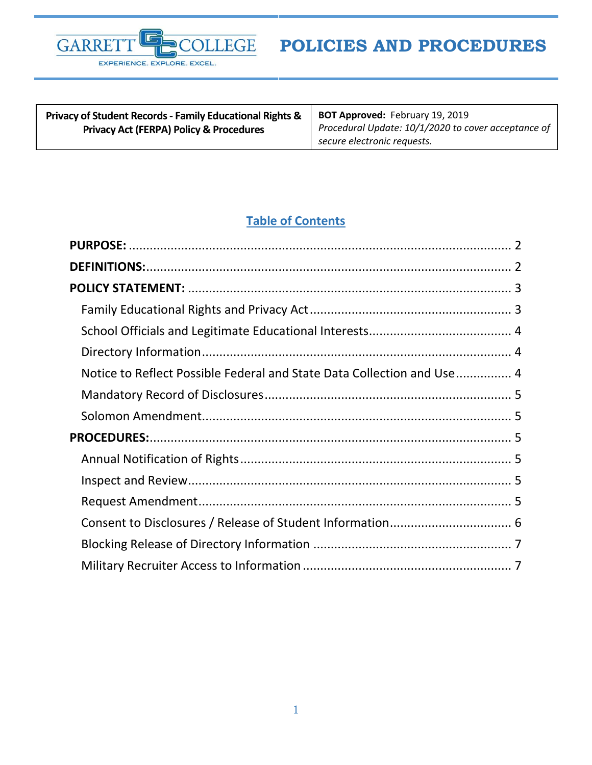GARRETT COLLEGE

EXPERIENCE. EXPLORE. EXCEL.

# POLICIES AND PROCEDURES

| **Privacy of Student Records - Family Educational Rights & Privacy Act (FERPA) Policy & Procedures** | **BOT Approved:** February 19, 2019<br>*Procedural Update: 10/1/2020 to cover acceptance of secure electronic requests.* |
|---|---|

## Table of Contents

**PURPOSE:** ........ 2

**DEFINITIONS:** ........ 2

**POLICY STATEMENT:** ........ 3

- Family Educational Rights and Privacy Act ........ 3
- School Officials and Legitimate Educational Interests ........ 4
- Directory Information ........ 4
- Notice to Reflect Possible Federal and State Data Collection and Use ........ 4
- Mandatory Record of Disclosures ........ 5
- Solomon Amendment ........ 5

**PROCEDURES:** ........ 5

- Annual Notification of Rights ........ 5
- Inspect and Review ........ 5
- Request Amendment ........ 5
- Consent to Disclosures / Release of Student Information ........ 6
- Blocking Release of Directory Information ........ 7
- Military Recruiter Access to Information ........ 7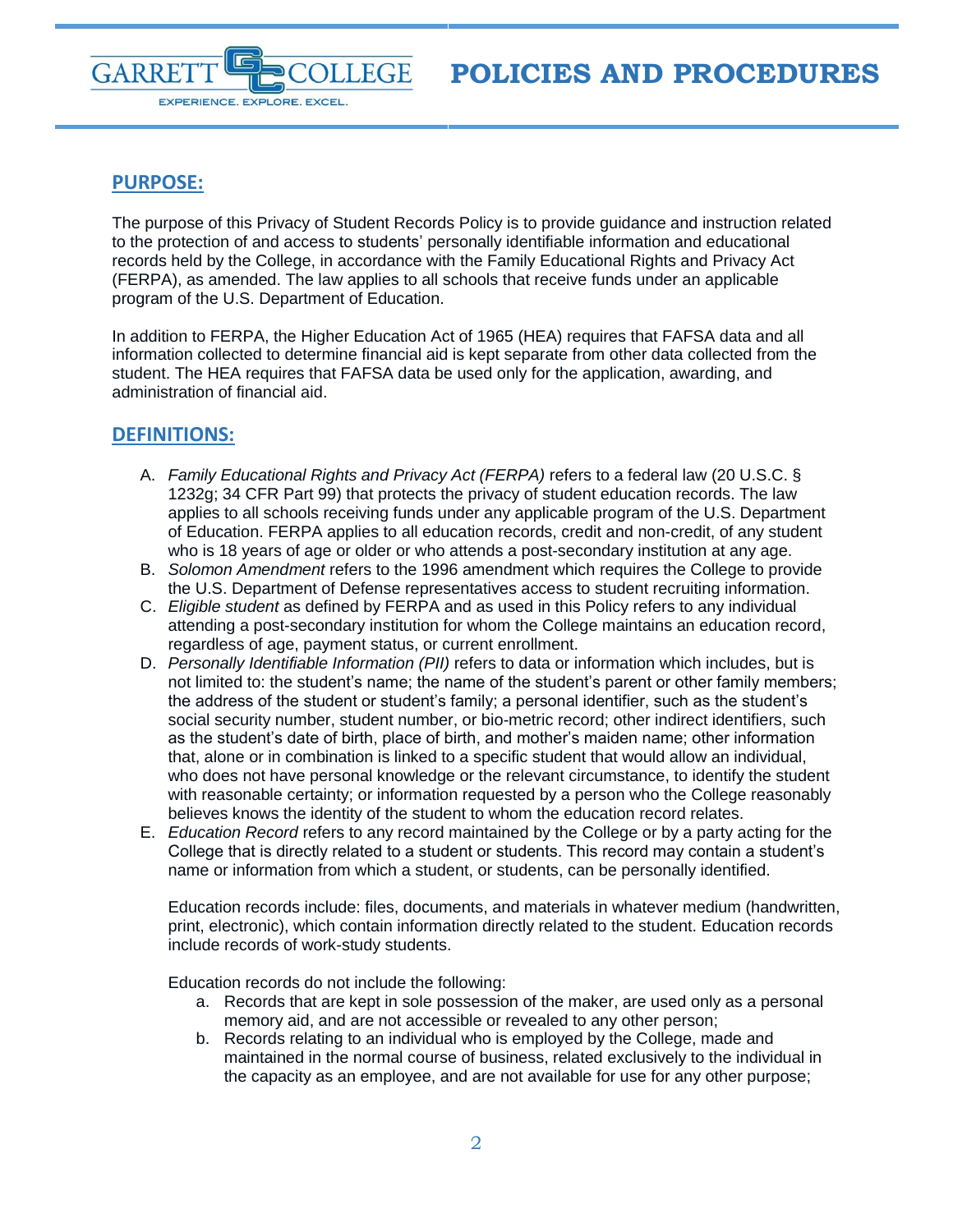## PURPOSE:

The purpose of this Privacy of Student Records Policy is to provide guidance and instruction related to the protection of and access to students' personally identifiable information and educational records held by the College, in accordance with the Family Educational Rights and Privacy Act (FERPA), as amended. The law applies to all schools that receive funds under an applicable program of the U.S. Department of Education.

In addition to FERPA, the Higher Education Act of 1965 (HEA) requires that FAFSA data and all information collected to determine financial aid is kept separate from other data collected from the student. The HEA requires that FAFSA data be used only for the application, awarding, and administration of financial aid.

## DEFINITIONS:

A. *Family Educational Rights and Privacy Act (FERPA)* refers to a federal law (20 U.S.C. § 1232g; 34 CFR Part 99) that protects the privacy of student education records. The law applies to all schools receiving funds under any applicable program of the U.S. Department of Education. FERPA applies to all education records, credit and non-credit, of any student who is 18 years of age or older or who attends a post-secondary institution at any age.
B. *Solomon Amendment* refers to the 1996 amendment which requires the College to provide the U.S. Department of Defense representatives access to student recruiting information.
C. *Eligible student* as defined by FERPA and as used in this Policy refers to any individual attending a post-secondary institution for whom the College maintains an education record, regardless of age, payment status, or current enrollment.
D. *Personally Identifiable Information (PII)* refers to data or information which includes, but is not limited to: the student's name; the name of the student's parent or other family members; the address of the student or student's family; a personal identifier, such as the student's social security number, student number, or bio-metric record; other indirect identifiers, such as the student's date of birth, place of birth, and mother's maiden name; other information that, alone or in combination is linked to a specific student that would allow an individual, who does not have personal knowledge or the relevant circumstance, to identify the student with reasonable certainty; or information requested by a person who the College reasonably believes knows the identity of the student to whom the education record relates.
E. *Education Record* refers to any record maintained by the College or by a party acting for the College that is directly related to a student or students. This record may contain a student's name or information from which a student, or students, can be personally identified.

   Education records include: files, documents, and materials in whatever medium (handwritten, print, electronic), which contain information directly related to the student. Education records include records of work-study students.

   Education records do not include the following:

   a. Records that are kept in sole possession of the maker, are used only as a personal memory aid, and are not accessible or revealed to any other person;
   b. Records relating to an individual who is employed by the College, made and maintained in the normal course of business, related exclusively to the individual in the capacity as an employee, and are not available for use for any other purpose;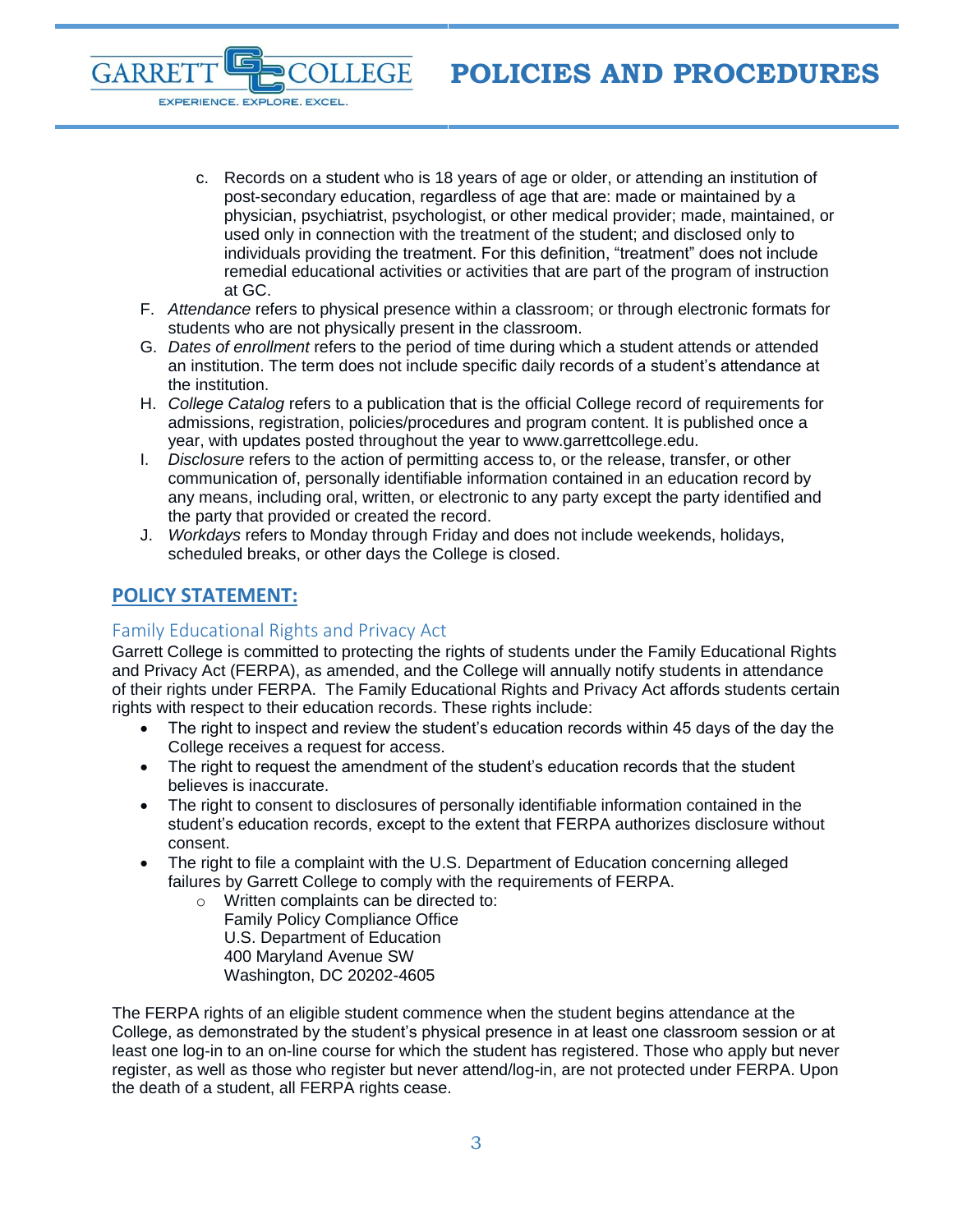c. Records on a student who is 18 years of age or older, or attending an institution of post-secondary education, regardless of age that are: made or maintained by a physician, psychiatrist, psychologist, or other medical provider; made, maintained, or used only in connection with the treatment of the student; and disclosed only to individuals providing the treatment. For this definition, "treatment" does not include remedial educational activities or activities that are part of the program of instruction at GC.

F. *Attendance* refers to physical presence within a classroom; or through electronic formats for students who are not physically present in the classroom.

G. *Dates of enrollment* refers to the period of time during which a student attends or attended an institution. The term does not include specific daily records of a student's attendance at the institution.

H. *College Catalog* refers to a publication that is the official College record of requirements for admissions, registration, policies/procedures and program content. It is published once a year, with updates posted throughout the year to www.garrettcollege.edu.

I. *Disclosure* refers to the action of permitting access to, or the release, transfer, or other communication of, personally identifiable information contained in an education record by any means, including oral, written, or electronic to any party except the party identified and the party that provided or created the record.

J. *Workdays* refers to Monday through Friday and does not include weekends, holidays, scheduled breaks, or other days the College is closed.

## POLICY STATEMENT:

### Family Educational Rights and Privacy Act

Garrett College is committed to protecting the rights of students under the Family Educational Rights and Privacy Act (FERPA), as amended, and the College will annually notify students in attendance of their rights under FERPA. The Family Educational Rights and Privacy Act affords students certain rights with respect to their education records. These rights include:

- The right to inspect and review the student's education records within 45 days of the day the College receives a request for access.
- The right to request the amendment of the student's education records that the student believes is inaccurate.
- The right to consent to disclosures of personally identifiable information contained in the student's education records, except to the extent that FERPA authorizes disclosure without consent.
- The right to file a complaint with the U.S. Department of Education concerning alleged failures by Garrett College to comply with the requirements of FERPA.
  - Written complaints can be directed to:
    Family Policy Compliance Office
    U.S. Department of Education
    400 Maryland Avenue SW
    Washington, DC 20202-4605

The FERPA rights of an eligible student commence when the student begins attendance at the College, as demonstrated by the student's physical presence in at least one classroom session or at least one log-in to an on-line course for which the student has registered. Those who apply but never register, as well as those who register but never attend/log-in, are not protected under FERPA. Upon the death of a student, all FERPA rights cease.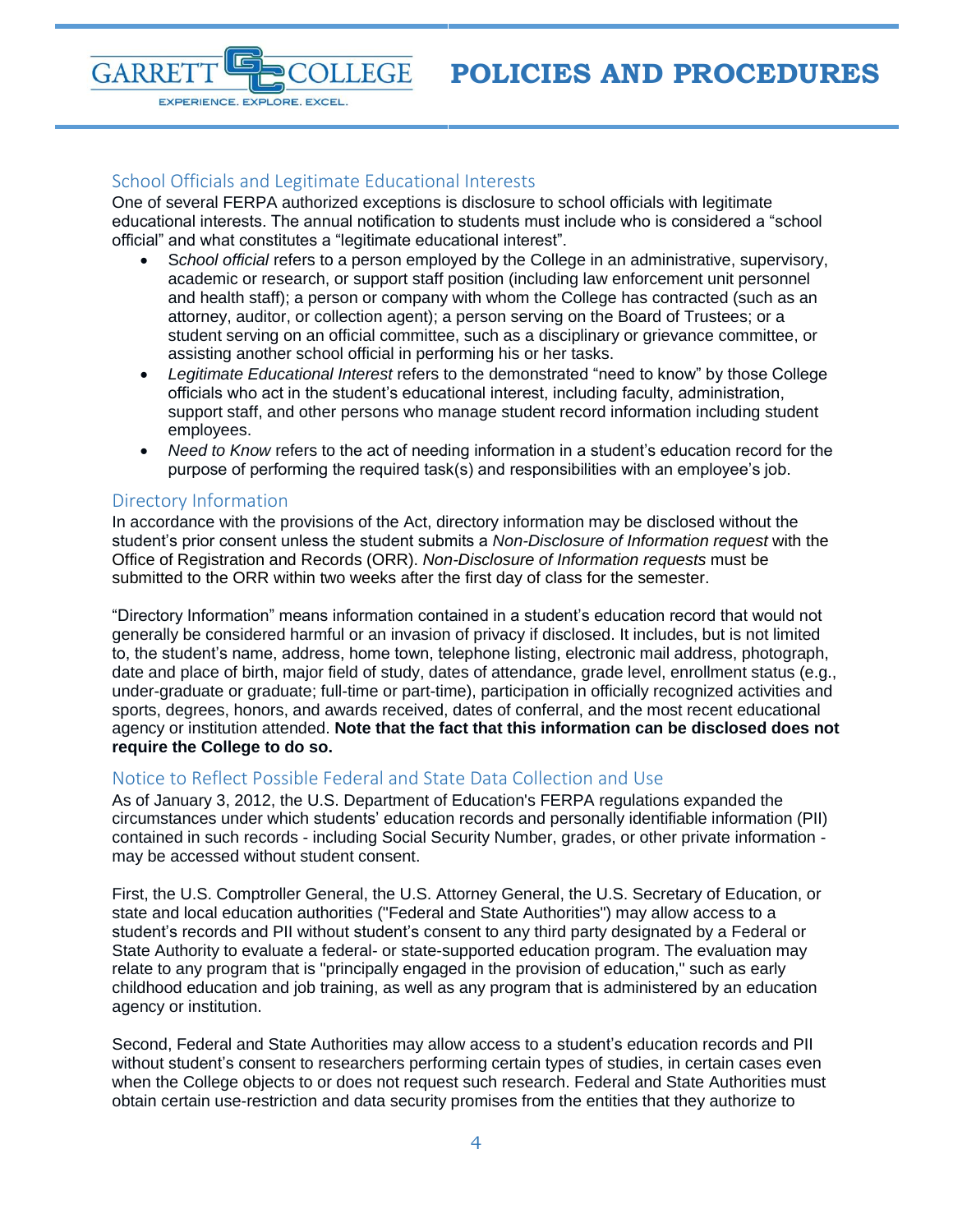## School Officials and Legitimate Educational Interests

One of several FERPA authorized exceptions is disclosure to school officials with legitimate educational interests. The annual notification to students must include who is considered a "school official" and what constitutes a "legitimate educational interest".

- S*chool official* refers to a person employed by the College in an administrative, supervisory, academic or research, or support staff position (including law enforcement unit personnel and health staff); a person or company with whom the College has contracted (such as an attorney, auditor, or collection agent); a person serving on the Board of Trustees; or a student serving on an official committee, such as a disciplinary or grievance committee, or assisting another school official in performing his or her tasks.
- *Legitimate Educational Interest* refers to the demonstrated "need to know" by those College officials who act in the student's educational interest, including faculty, administration, support staff, and other persons who manage student record information including student employees.
- *Need to Know* refers to the act of needing information in a student's education record for the purpose of performing the required task(s) and responsibilities with an employee's job.

## Directory Information

In accordance with the provisions of the Act, directory information may be disclosed without the student's prior consent unless the student submits a *Non-Disclosure of Information request* with the Office of Registration and Records (ORR). *Non-Disclosure of Information requests* must be submitted to the ORR within two weeks after the first day of class for the semester.

"Directory Information" means information contained in a student's education record that would not generally be considered harmful or an invasion of privacy if disclosed. It includes, but is not limited to, the student's name, address, home town, telephone listing, electronic mail address, photograph, date and place of birth, major field of study, dates of attendance, grade level, enrollment status (e.g., under-graduate or graduate; full-time or part-time), participation in officially recognized activities and sports, degrees, honors, and awards received, dates of conferral, and the most recent educational agency or institution attended. **Note that the fact that this information can be disclosed does not require the College to do so.**

## Notice to Reflect Possible Federal and State Data Collection and Use

As of January 3, 2012, the U.S. Department of Education's FERPA regulations expanded the circumstances under which students' education records and personally identifiable information (PII) contained in such records - including Social Security Number, grades, or other private information - may be accessed without student consent.

First, the U.S. Comptroller General, the U.S. Attorney General, the U.S. Secretary of Education, or state and local education authorities ("Federal and State Authorities") may allow access to a student's records and PII without student's consent to any third party designated by a Federal or State Authority to evaluate a federal- or state-supported education program. The evaluation may relate to any program that is "principally engaged in the provision of education," such as early childhood education and job training, as well as any program that is administered by an education agency or institution.

Second, Federal and State Authorities may allow access to a student's education records and PII without student's consent to researchers performing certain types of studies, in certain cases even when the College objects to or does not request such research. Federal and State Authorities must obtain certain use-restriction and data security promises from the entities that they authorize to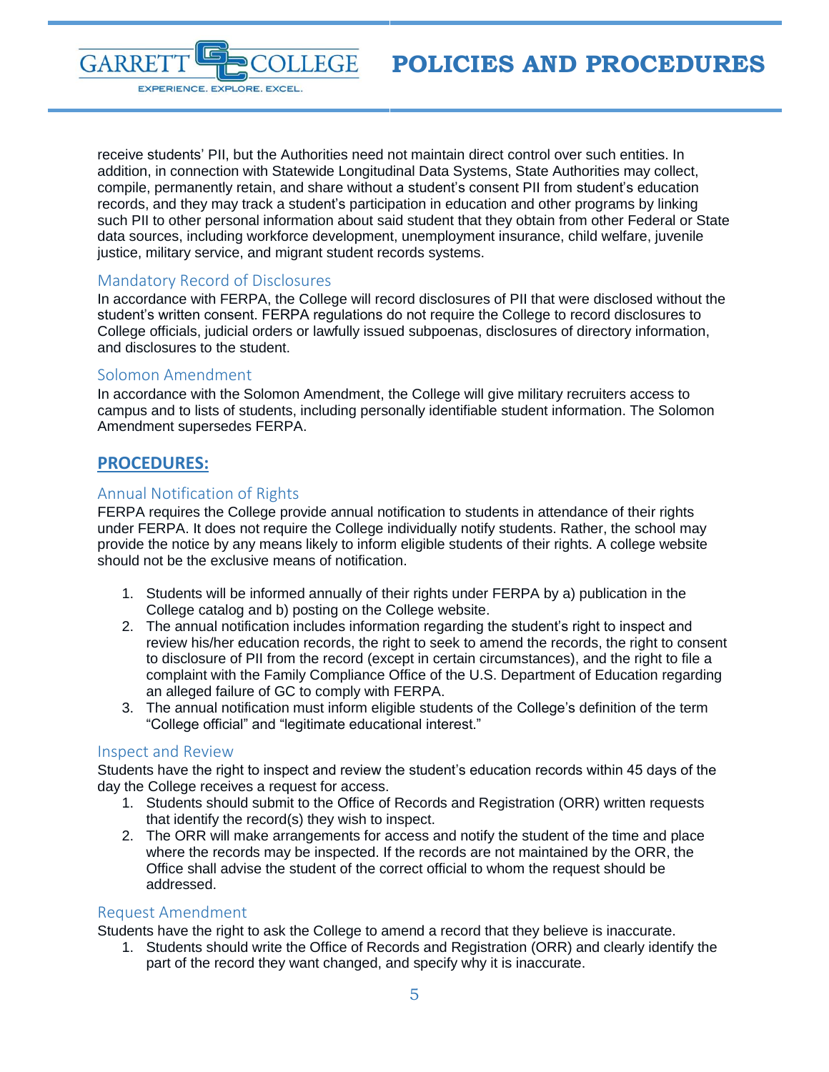receive students' PII, but the Authorities need not maintain direct control over such entities. In addition, in connection with Statewide Longitudinal Data Systems, State Authorities may collect, compile, permanently retain, and share without a student's consent PII from student's education records, and they may track a student's participation in education and other programs by linking such PII to other personal information about said student that they obtain from other Federal or State data sources, including workforce development, unemployment insurance, child welfare, juvenile justice, military service, and migrant student records systems.

### Mandatory Record of Disclosures

In accordance with FERPA, the College will record disclosures of PII that were disclosed without the student's written consent. FERPA regulations do not require the College to record disclosures to College officials, judicial orders or lawfully issued subpoenas, disclosures of directory information, and disclosures to the student.

### Solomon Amendment

In accordance with the Solomon Amendment, the College will give military recruiters access to campus and to lists of students, including personally identifiable student information. The Solomon Amendment supersedes FERPA.

## PROCEDURES:

### Annual Notification of Rights

FERPA requires the College provide annual notification to students in attendance of their rights under FERPA. It does not require the College individually notify students. Rather, the school may provide the notice by any means likely to inform eligible students of their rights. A college website should not be the exclusive means of notification.

1. Students will be informed annually of their rights under FERPA by a) publication in the College catalog and b) posting on the College website.
2. The annual notification includes information regarding the student's right to inspect and review his/her education records, the right to seek to amend the records, the right to consent to disclosure of PII from the record (except in certain circumstances), and the right to file a complaint with the Family Compliance Office of the U.S. Department of Education regarding an alleged failure of GC to comply with FERPA.
3. The annual notification must inform eligible students of the College's definition of the term "College official" and "legitimate educational interest."

### Inspect and Review

Students have the right to inspect and review the student's education records within 45 days of the day the College receives a request for access.

1. Students should submit to the Office of Records and Registration (ORR) written requests that identify the record(s) they wish to inspect.
2. The ORR will make arrangements for access and notify the student of the time and place where the records may be inspected. If the records are not maintained by the ORR, the Office shall advise the student of the correct official to whom the request should be addressed.

### Request Amendment

Students have the right to ask the College to amend a record that they believe is inaccurate.

1. Students should write the Office of Records and Registration (ORR) and clearly identify the part of the record they want changed, and specify why it is inaccurate.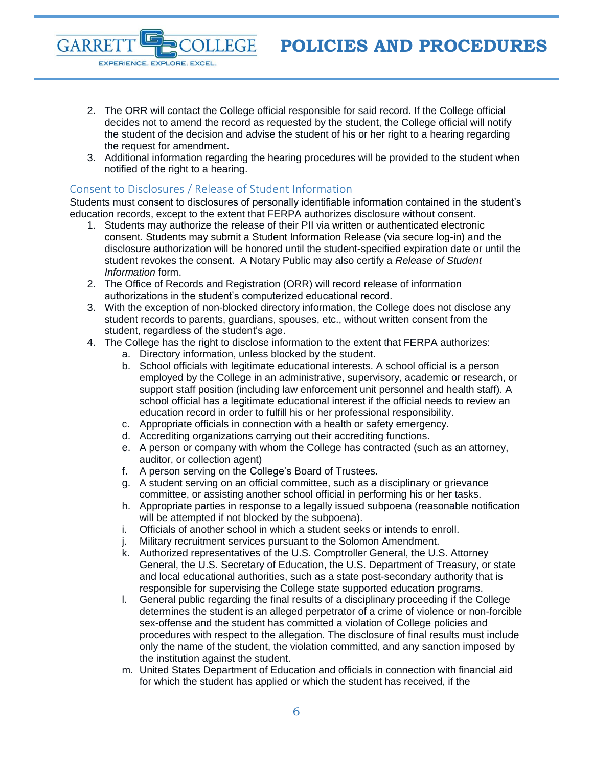2. The ORR will contact the College official responsible for said record. If the College official decides not to amend the record as requested by the student, the College official will notify the student of the decision and advise the student of his or her right to a hearing regarding the request for amendment.
3. Additional information regarding the hearing procedures will be provided to the student when notified of the right to a hearing.

## Consent to Disclosures / Release of Student Information

Students must consent to disclosures of personally identifiable information contained in the student's education records, except to the extent that FERPA authorizes disclosure without consent.

1. Students may authorize the release of their PII via written or authenticated electronic consent. Students may submit a Student Information Release (via secure log-in) and the disclosure authorization will be honored until the student-specified expiration date or until the student revokes the consent. A Notary Public may also certify a *Release of Student Information* form.
2. The Office of Records and Registration (ORR) will record release of information authorizations in the student's computerized educational record.
3. With the exception of non-blocked directory information, the College does not disclose any student records to parents, guardians, spouses, etc., without written consent from the student, regardless of the student's age.
4. The College has the right to disclose information to the extent that FERPA authorizes:
   a. Directory information, unless blocked by the student.
   b. School officials with legitimate educational interests. A school official is a person employed by the College in an administrative, supervisory, academic or research, or support staff position (including law enforcement unit personnel and health staff). A school official has a legitimate educational interest if the official needs to review an education record in order to fulfill his or her professional responsibility.
   c. Appropriate officials in connection with a health or safety emergency.
   d. Accrediting organizations carrying out their accrediting functions.
   e. A person or company with whom the College has contracted (such as an attorney, auditor, or collection agent)
   f. A person serving on the College's Board of Trustees.
   g. A student serving on an official committee, such as a disciplinary or grievance committee, or assisting another school official in performing his or her tasks.
   h. Appropriate parties in response to a legally issued subpoena (reasonable notification will be attempted if not blocked by the subpoena).
   i. Officials of another school in which a student seeks or intends to enroll.
   j. Military recruitment services pursuant to the Solomon Amendment.
   k. Authorized representatives of the U.S. Comptroller General, the U.S. Attorney General, the U.S. Secretary of Education, the U.S. Department of Treasury, or state and local educational authorities, such as a state post-secondary authority that is responsible for supervising the College state supported education programs.
   l. General public regarding the final results of a disciplinary proceeding if the College determines the student is an alleged perpetrator of a crime of violence or non-forcible sex-offense and the student has committed a violation of College policies and procedures with respect to the allegation. The disclosure of final results must include only the name of the student, the violation committed, and any sanction imposed by the institution against the student.
   m. United States Department of Education and officials in connection with financial aid for which the student has applied or which the student has received, if the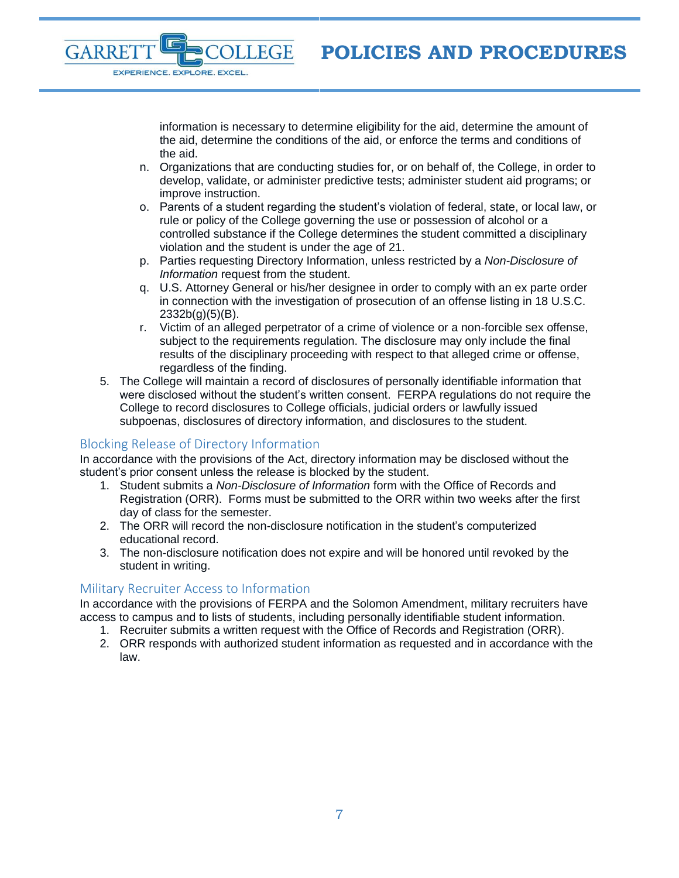information is necessary to determine eligibility for the aid, determine the amount of the aid, determine the conditions of the aid, or enforce the terms and conditions of the aid.

   n. Organizations that are conducting studies for, or on behalf of, the College, in order to develop, validate, or administer predictive tests; administer student aid programs; or improve instruction.
   o. Parents of a student regarding the student's violation of federal, state, or local law, or rule or policy of the College governing the use or possession of alcohol or a controlled substance if the College determines the student committed a disciplinary violation and the student is under the age of 21.
   p. Parties requesting Directory Information, unless restricted by a *Non-Disclosure of Information* request from the student.
   q. U.S. Attorney General or his/her designee in order to comply with an ex parte order in connection with the investigation of prosecution of an offense listing in 18 U.S.C. 2332b(g)(5)(B).
   r. Victim of an alleged perpetrator of a crime of violence or a non-forcible sex offense, subject to the requirements regulation. The disclosure may only include the final results of the disciplinary proceeding with respect to that alleged crime or offense, regardless of the finding.

5. The College will maintain a record of disclosures of personally identifiable information that were disclosed without the student's written consent. FERPA regulations do not require the College to record disclosures to College officials, judicial orders or lawfully issued subpoenas, disclosures of directory information, and disclosures to the student.

## Blocking Release of Directory Information

In accordance with the provisions of the Act, directory information may be disclosed without the student's prior consent unless the release is blocked by the student.

1. Student submits a *Non-Disclosure of Information* form with the Office of Records and Registration (ORR). Forms must be submitted to the ORR within two weeks after the first day of class for the semester.
2. The ORR will record the non-disclosure notification in the student's computerized educational record.
3. The non-disclosure notification does not expire and will be honored until revoked by the student in writing.

## Military Recruiter Access to Information

In accordance with the provisions of FERPA and the Solomon Amendment, military recruiters have access to campus and to lists of students, including personally identifiable student information.

1. Recruiter submits a written request with the Office of Records and Registration (ORR).
2. ORR responds with authorized student information as requested and in accordance with the law.